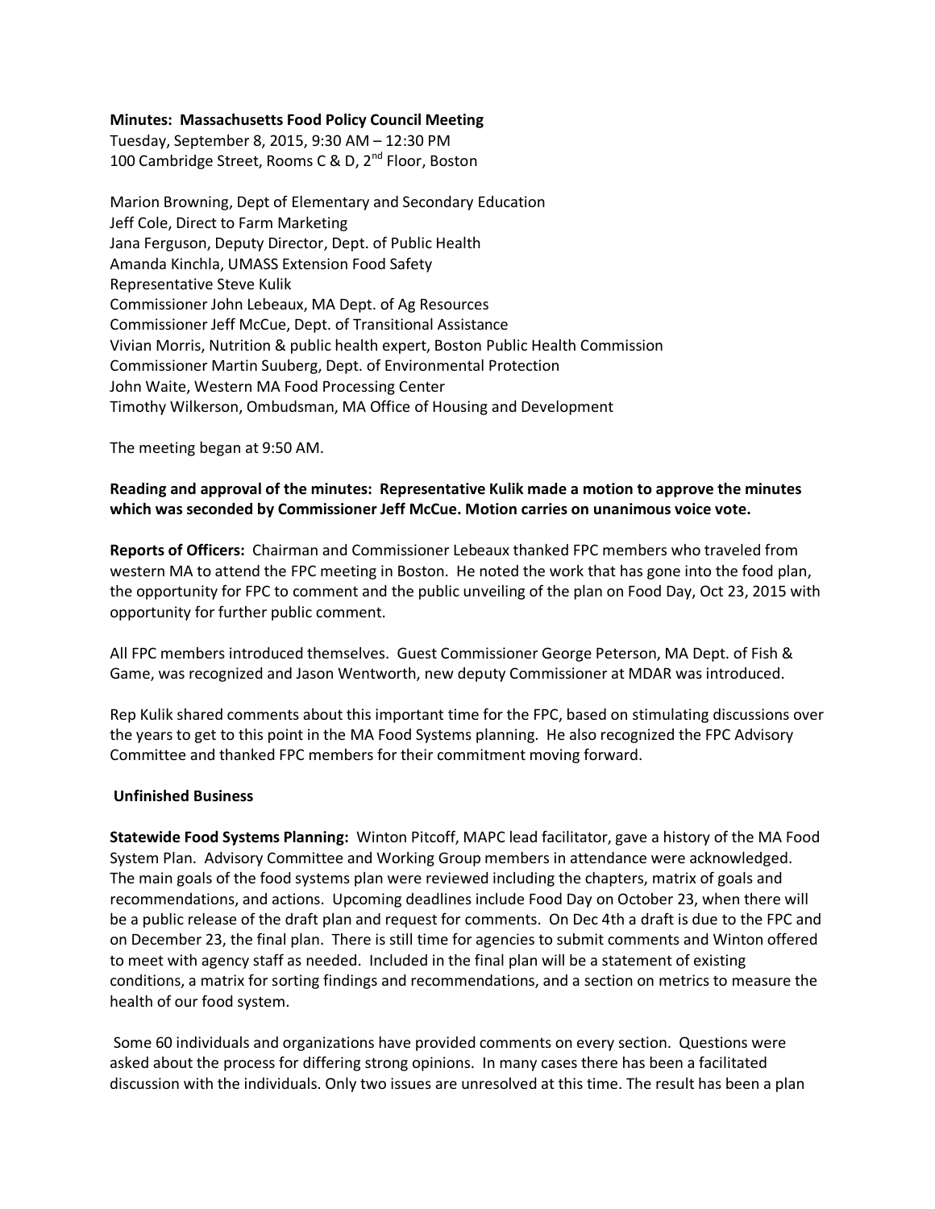**Minutes: Massachusetts Food Policy Council Meeting**
Tuesday, September 8, 2015, 9:30 AM – 12:30 PM
100 Cambridge Street, Rooms C & D, 2nd Floor, Boston

Marion Browning, Dept of Elementary and Secondary Education
Jeff Cole, Direct to Farm Marketing
Jana Ferguson, Deputy Director, Dept. of Public Health
Amanda Kinchla, UMASS Extension Food Safety
Representative Steve Kulik
Commissioner John Lebeaux, MA Dept. of Ag Resources
Commissioner Jeff McCue, Dept. of Transitional Assistance
Vivian Morris, Nutrition & public health expert, Boston Public Health Commission
Commissioner Martin Suuberg, Dept. of Environmental Protection
John Waite, Western MA Food Processing Center
Timothy Wilkerson, Ombudsman, MA Office of Housing and Development

The meeting began at 9:50 AM.

**Reading and approval of the minutes: Representative Kulik made a motion to approve the minutes which was seconded by Commissioner Jeff McCue. Motion carries on unanimous voice vote.**

**Reports of Officers:** Chairman and Commissioner Lebeaux thanked FPC members who traveled from western MA to attend the FPC meeting in Boston. He noted the work that has gone into the food plan, the opportunity for FPC to comment and the public unveiling of the plan on Food Day, Oct 23, 2015 with opportunity for further public comment.

All FPC members introduced themselves. Guest Commissioner George Peterson, MA Dept. of Fish & Game, was recognized and Jason Wentworth, new deputy Commissioner at MDAR was introduced.

Rep Kulik shared comments about this important time for the FPC, based on stimulating discussions over the years to get to this point in the MA Food Systems planning. He also recognized the FPC Advisory Committee and thanked FPC members for their commitment moving forward.

**Unfinished Business**

**Statewide Food Systems Planning:** Winton Pitcoff, MAPC lead facilitator, gave a history of the MA Food System Plan. Advisory Committee and Working Group members in attendance were acknowledged. The main goals of the food systems plan were reviewed including the chapters, matrix of goals and recommendations, and actions. Upcoming deadlines include Food Day on October 23, when there will be a public release of the draft plan and request for comments. On Dec 4th a draft is due to the FPC and on December 23, the final plan. There is still time for agencies to submit comments and Winton offered to meet with agency staff as needed. Included in the final plan will be a statement of existing conditions, a matrix for sorting findings and recommendations, and a section on metrics to measure the health of our food system.

Some 60 individuals and organizations have provided comments on every section. Questions were asked about the process for differing strong opinions. In many cases there has been a facilitated discussion with the individuals. Only two issues are unresolved at this time. The result has been a plan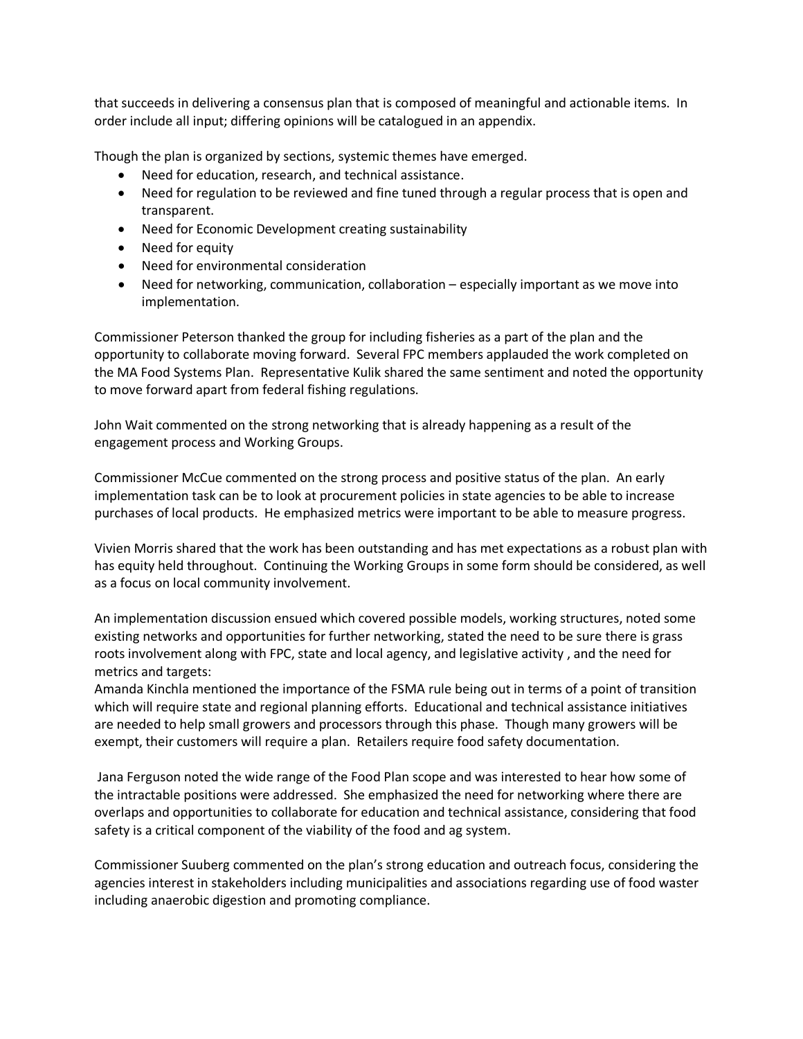that succeeds in delivering a consensus plan that is composed of meaningful and actionable items. In order include all input; differing opinions will be catalogued in an appendix.

Though the plan is organized by sections, systemic themes have emerged.

- Need for education, research, and technical assistance.
- Need for regulation to be reviewed and fine tuned through a regular process that is open and transparent.
- Need for Economic Development creating sustainability
- Need for equity
- Need for environmental consideration
- Need for networking, communication, collaboration – especially important as we move into implementation.

Commissioner Peterson thanked the group for including fisheries as a part of the plan and the opportunity to collaborate moving forward. Several FPC members applauded the work completed on the MA Food Systems Plan. Representative Kulik shared the same sentiment and noted the opportunity to move forward apart from federal fishing regulations.

John Wait commented on the strong networking that is already happening as a result of the engagement process and Working Groups.

Commissioner McCue commented on the strong process and positive status of the plan. An early implementation task can be to look at procurement policies in state agencies to be able to increase purchases of local products. He emphasized metrics were important to be able to measure progress.

Vivien Morris shared that the work has been outstanding and has met expectations as a robust plan with has equity held throughout. Continuing the Working Groups in some form should be considered, as well as a focus on local community involvement.

An implementation discussion ensued which covered possible models, working structures, noted some existing networks and opportunities for further networking, stated the need to be sure there is grass roots involvement along with FPC, state and local agency, and legislative activity , and the need for metrics and targets:

Amanda Kinchla mentioned the importance of the FSMA rule being out in terms of a point of transition which will require state and regional planning efforts. Educational and technical assistance initiatives are needed to help small growers and processors through this phase. Though many growers will be exempt, their customers will require a plan. Retailers require food safety documentation.

Jana Ferguson noted the wide range of the Food Plan scope and was interested to hear how some of the intractable positions were addressed. She emphasized the need for networking where there are overlaps and opportunities to collaborate for education and technical assistance, considering that food safety is a critical component of the viability of the food and ag system.

Commissioner Suuberg commented on the plan's strong education and outreach focus, considering the agencies interest in stakeholders including municipalities and associations regarding use of food waster including anaerobic digestion and promoting compliance.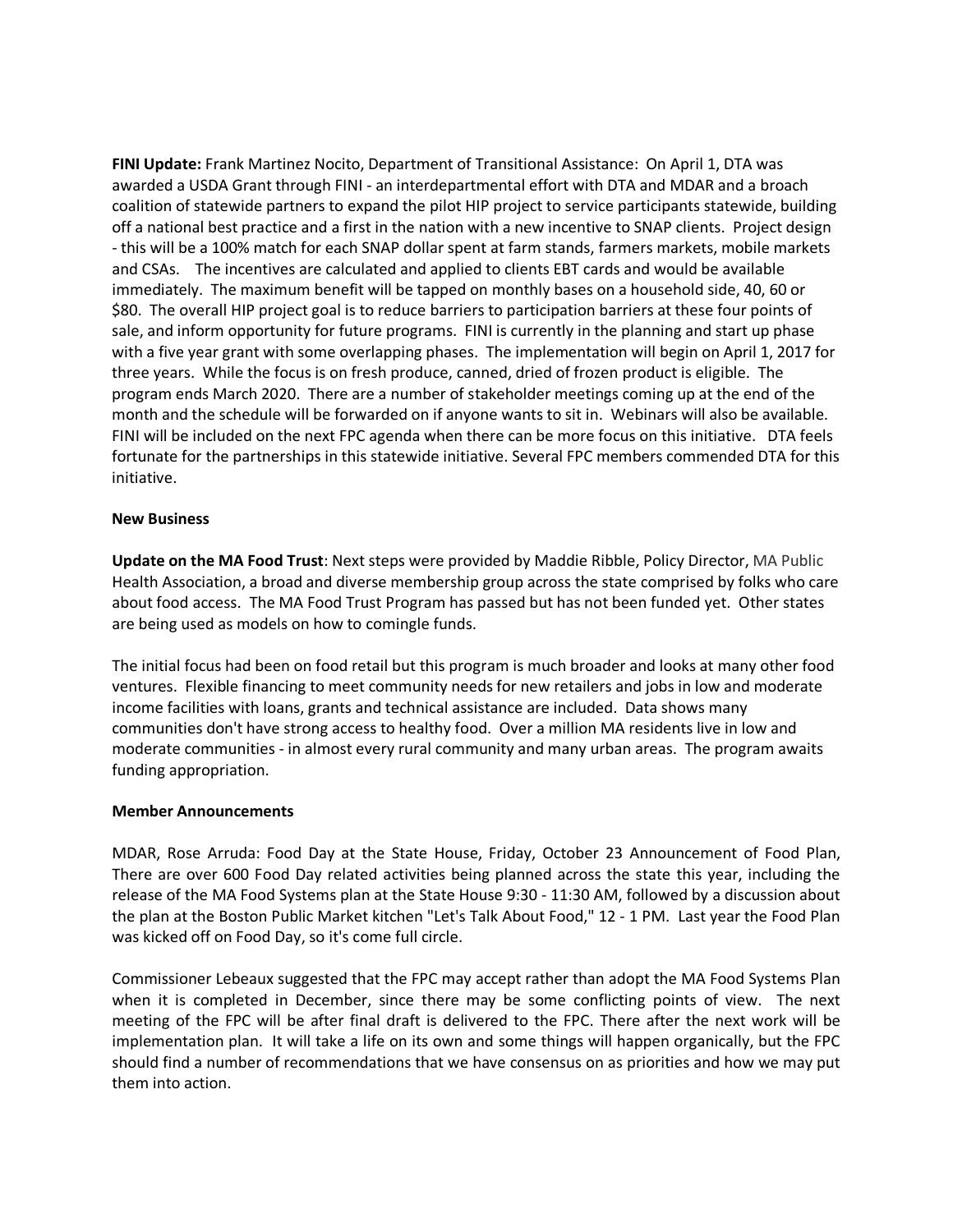**FINI Update:** Frank Martinez Nocito, Department of Transitional Assistance: On April 1, DTA was awarded a USDA Grant through FINI - an interdepartmental effort with DTA and MDAR and a broach coalition of statewide partners to expand the pilot HIP project to service participants statewide, building off a national best practice and a first in the nation with a new incentive to SNAP clients. Project design - this will be a 100% match for each SNAP dollar spent at farm stands, farmers markets, mobile markets and CSAs. The incentives are calculated and applied to clients EBT cards and would be available immediately. The maximum benefit will be tapped on monthly bases on a household side, 40, 60 or $80. The overall HIP project goal is to reduce barriers to participation barriers at these four points of sale, and inform opportunity for future programs. FINI is currently in the planning and start up phase with a five year grant with some overlapping phases. The implementation will begin on April 1, 2017 for three years. While the focus is on fresh produce, canned, dried of frozen product is eligible. The program ends March 2020. There are a number of stakeholder meetings coming up at the end of the month and the schedule will be forwarded on if anyone wants to sit in. Webinars will also be available. FINI will be included on the next FPC agenda when there can be more focus on this initiative. DTA feels fortunate for the partnerships in this statewide initiative. Several FPC members commended DTA for this initiative.

**New Business**

**Update on the MA Food Trust**: Next steps were provided by Maddie Ribble, Policy Director, MA Public Health Association, a broad and diverse membership group across the state comprised by folks who care about food access. The MA Food Trust Program has passed but has not been funded yet. Other states are being used as models on how to comingle funds.

The initial focus had been on food retail but this program is much broader and looks at many other food ventures. Flexible financing to meet community needs for new retailers and jobs in low and moderate income facilities with loans, grants and technical assistance are included. Data shows many communities don't have strong access to healthy food. Over a million MA residents live in low and moderate communities - in almost every rural community and many urban areas. The program awaits funding appropriation.

**Member Announcements**

MDAR, Rose Arruda: Food Day at the State House, Friday, October 23 Announcement of Food Plan, There are over 600 Food Day related activities being planned across the state this year, including the release of the MA Food Systems plan at the State House 9:30 - 11:30 AM, followed by a discussion about the plan at the Boston Public Market kitchen "Let's Talk About Food," 12 - 1 PM. Last year the Food Plan was kicked off on Food Day, so it's come full circle.

Commissioner Lebeaux suggested that the FPC may accept rather than adopt the MA Food Systems Plan when it is completed in December, since there may be some conflicting points of view. The next meeting of the FPC will be after final draft is delivered to the FPC. There after the next work will be implementation plan. It will take a life on its own and some things will happen organically, but the FPC should find a number of recommendations that we have consensus on as priorities and how we may put them into action.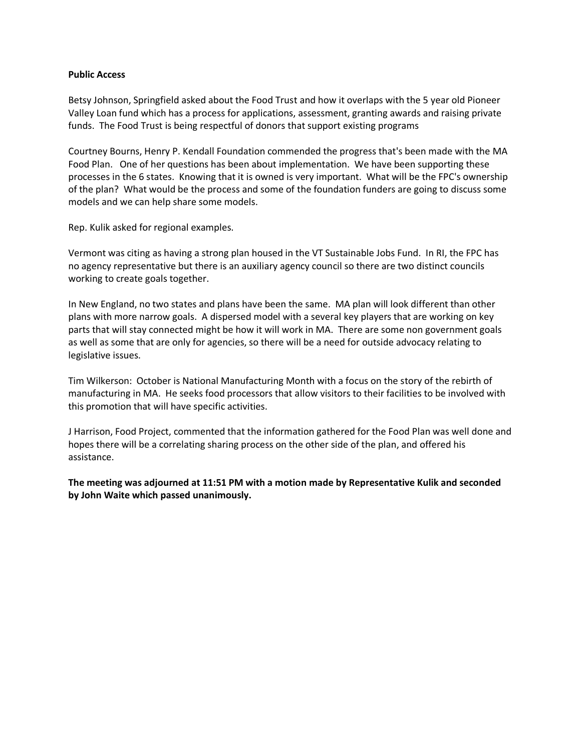**Public Access**

Betsy Johnson, Springfield asked about the Food Trust and how it overlaps with the 5 year old Pioneer Valley Loan fund which has a process for applications, assessment, granting awards and raising private funds. The Food Trust is being respectful of donors that support existing programs

Courtney Bourns, Henry P. Kendall Foundation commended the progress that's been made with the MA Food Plan. One of her questions has been about implementation. We have been supporting these processes in the 6 states. Knowing that it is owned is very important. What will be the FPC's ownership of the plan? What would be the process and some of the foundation funders are going to discuss some models and we can help share some models.

Rep. Kulik asked for regional examples.

Vermont was citing as having a strong plan housed in the VT Sustainable Jobs Fund. In RI, the FPC has no agency representative but there is an auxiliary agency council so there are two distinct councils working to create goals together.

In New England, no two states and plans have been the same. MA plan will look different than other plans with more narrow goals. A dispersed model with a several key players that are working on key parts that will stay connected might be how it will work in MA. There are some non government goals as well as some that are only for agencies, so there will be a need for outside advocacy relating to legislative issues.

Tim Wilkerson: October is National Manufacturing Month with a focus on the story of the rebirth of manufacturing in MA. He seeks food processors that allow visitors to their facilities to be involved with this promotion that will have specific activities.

J Harrison, Food Project, commented that the information gathered for the Food Plan was well done and hopes there will be a correlating sharing process on the other side of the plan, and offered his assistance.

**The meeting was adjourned at 11:51 PM with a motion made by Representative Kulik and seconded by John Waite which passed unanimously.**